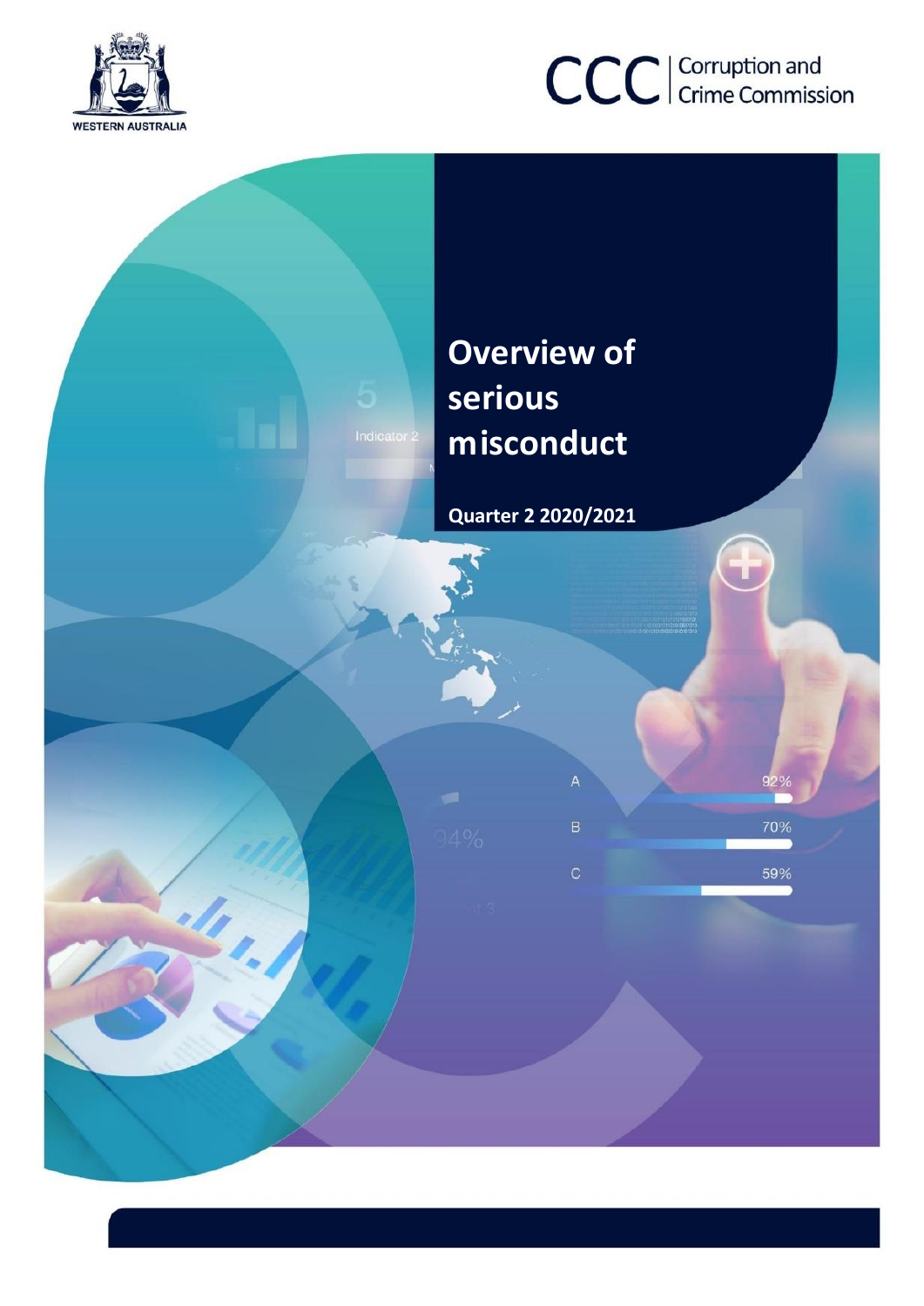WESTERN AUSTRALIA

CCC | Corruption and Crime Commission

# Overview of serious misconduct

**Quarter 2 2020/2021**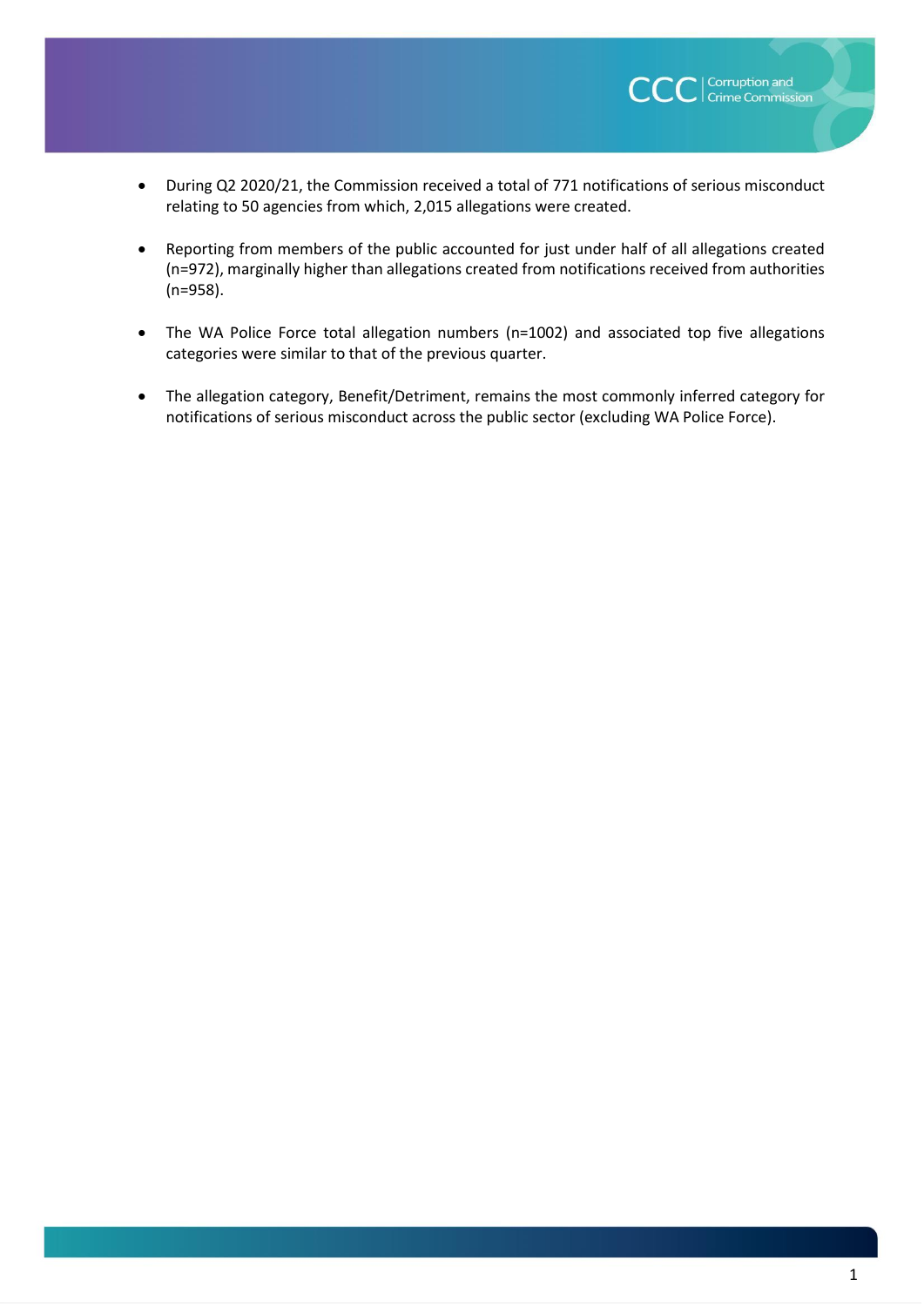- During Q2 2020/21, the Commission received a total of 771 notifications of serious misconduct relating to 50 agencies from which, 2,015 allegations were created.

- Reporting from members of the public accounted for just under half of all allegations created (n=972), marginally higher than allegations created from notifications received from authorities (n=958).

- The WA Police Force total allegation numbers (n=1002) and associated top five allegations categories were similar to that of the previous quarter.

- The allegation category, Benefit/Detriment, remains the most commonly inferred category for notifications of serious misconduct across the public sector (excluding WA Police Force).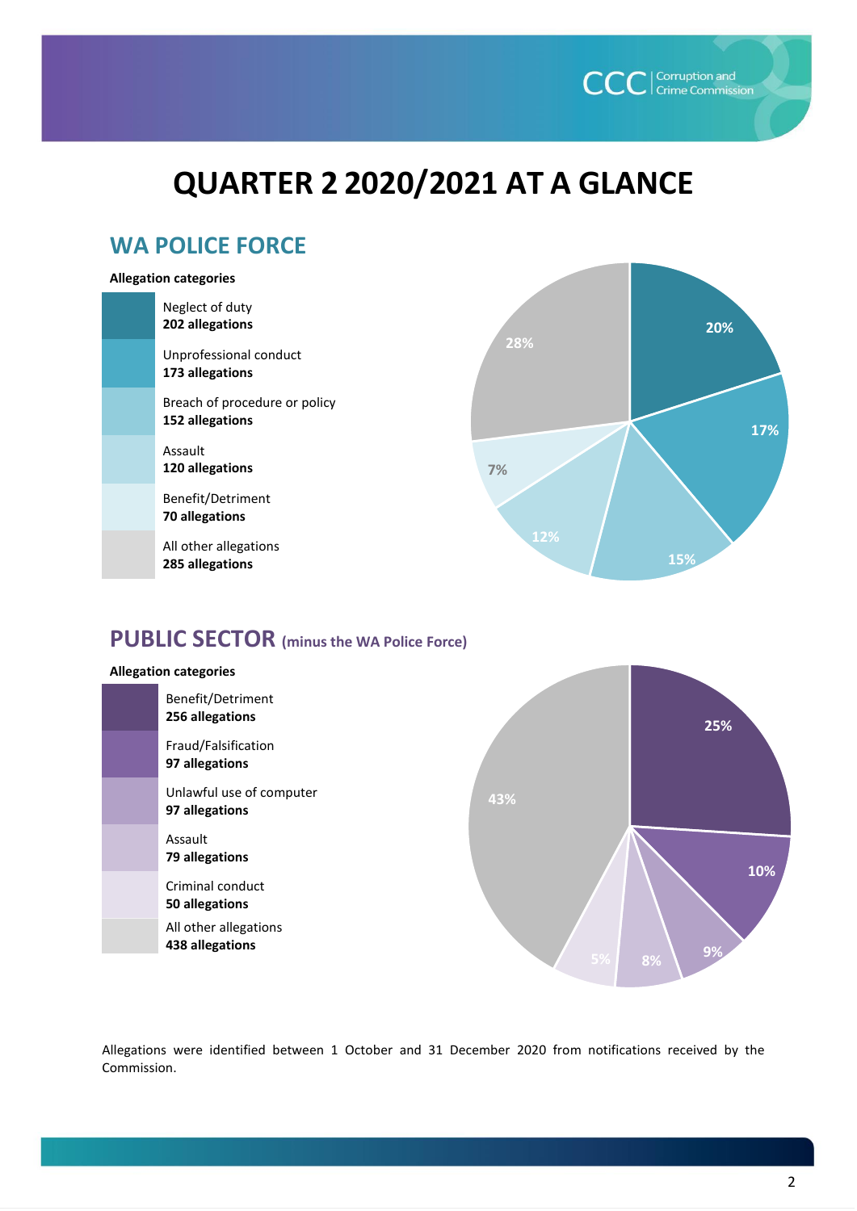# QUARTER 2 2020/2021 AT A GLANCE

## WA POLICE FORCE

**Allegation categories**

| Category | Allegations | Percentage |
|---|---|---|
| Neglect of duty | **202 allegations** | 20% |
| Unprofessional conduct | **173 allegations** | 17% |
| Breach of procedure or policy | **152 allegations** | 15% |
| Assault | **120 allegations** | 12% |
| Benefit/Detriment | **70 allegations** | 7% |
| All other allegations | **285 allegations** | 28% |

## PUBLIC SECTOR (minus the WA Police Force)

**Allegation categories**

| Category | Allegations | Percentage |
|---|---|---|
| Benefit/Detriment | **256 allegations** | 25% |
| Fraud/Falsification | **97 allegations** | 10% |
| Unlawful use of computer | **97 allegations** | 9% |
| Assault | **79 allegations** | 8% |
| Criminal conduct | **50 allegations** | 5% |
| All other allegations | **438 allegations** | 43% |

Allegations were identified between 1 October and 31 December 2020 from notifications received by the Commission.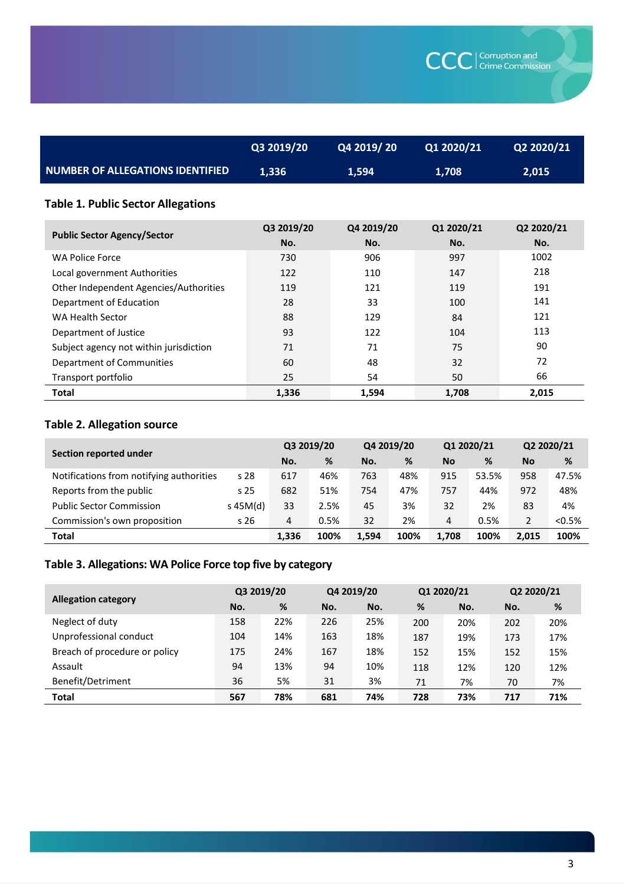| NUMBER OF ALLEGATIONS IDENTIFIED | Q3 2019/20 | Q4 2019/ 20 | Q1 2020/21 | Q2 2020/21 |
|---|---|---|---|---|
| | 1,336 | 1,594 | 1,708 | 2,015 |

**Table 1. Public Sector Allegations**

| Public Sector Agency/Sector | Q3 2019/20 No. | Q4 2019/20 No. | Q1 2020/21 No. | Q2 2020/21 No. |
|---|---|---|---|---|
| WA Police Force | 730 | 906 | 997 | 1002 |
| Local government Authorities | 122 | 110 | 147 | 218 |
| Other Independent Agencies/Authorities | 119 | 121 | 119 | 191 |
| Department of Education | 28 | 33 | 100 | 141 |
| WA Health Sector | 88 | 129 | 84 | 121 |
| Department of Justice | 93 | 122 | 104 | 113 |
| Subject agency not within jurisdiction | 71 | 71 | 75 | 90 |
| Department of Communities | 60 | 48 | 32 | 72 |
| Transport portfolio | 25 | 54 | 50 | 66 |
| **Total** | **1,336** | **1,594** | **1,708** | **2,015** |

**Table 2. Allegation source**

| Section reported under | | Q3 2019/20 | | Q4 2019/20 | | Q1 2020/21 | | Q2 2020/21 | |
|---|---|---|---|---|---|---|---|---|---|
| | | No. | % | No. | % | No | % | No | % |
| Notifications from notifying authorities | s 28 | 617 | 46% | 763 | 48% | 915 | 53.5% | 958 | 47.5% |
| Reports from the public | s 25 | 682 | 51% | 754 | 47% | 757 | 44% | 972 | 48% |
| Public Sector Commission | s 45M(d) | 33 | 2.5% | 45 | 3% | 32 | 2% | 83 | 4% |
| Commission's own proposition | s 26 | 4 | 0.5% | 32 | 2% | 4 | 0.5% | 2 | <0.5% |
| **Total** | | **1,336** | **100%** | **1,594** | **100%** | **1,708** | **100%** | **2,015** | **100%** |

**Table 3. Allegations: WA Police Force top five by category**

| Allegation category | Q3 2019/20 | | Q4 2019/20 | | Q1 2020/21 | | Q2 2020/21 | |
|---|---|---|---|---|---|---|---|---|
| | No. | % | No. | No. | % | No. | No. | % |
| Neglect of duty | 158 | 22% | 226 | 25% | 200 | 20% | 202 | 20% |
| Unprofessional conduct | 104 | 14% | 163 | 18% | 187 | 19% | 173 | 17% |
| Breach of procedure or policy | 175 | 24% | 167 | 18% | 152 | 15% | 152 | 15% |
| Assault | 94 | 13% | 94 | 10% | 118 | 12% | 120 | 12% |
| Benefit/Detriment | 36 | 5% | 31 | 3% | 71 | 7% | 70 | 7% |
| **Total** | **567** | **78%** | **681** | **74%** | **728** | **73%** | **717** | **71%** |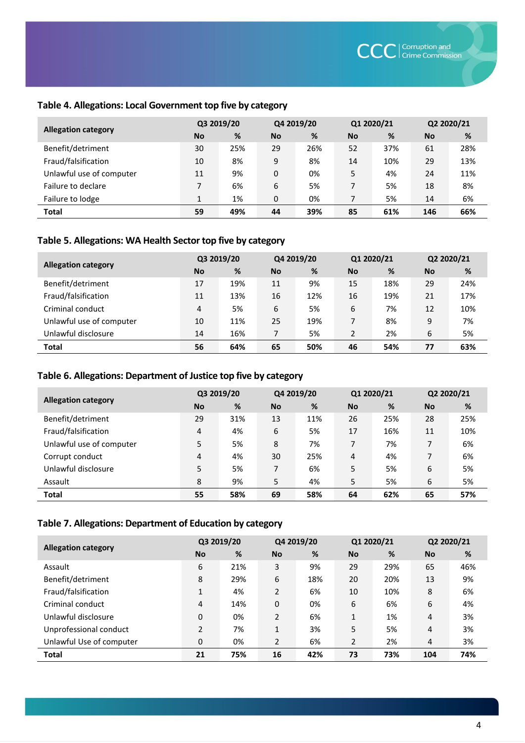### Table 4. Allegations: Local Government top five by category

| Allegation category | Q3 2019/20 | | Q4 2019/20 | | Q1 2020/21 | | Q2 2020/21 | |
|---|---|---|---|---|---|---|---|---|
| | No | % | No | % | No | % | No | % |
| Benefit/detriment | 30 | 25% | 29 | 26% | 52 | 37% | 61 | 28% |
| Fraud/falsification | 10 | 8% | 9 | 8% | 14 | 10% | 29 | 13% |
| Unlawful use of computer | 11 | 9% | 0 | 0% | 5 | 4% | 24 | 11% |
| Failure to declare | 7 | 6% | 6 | 5% | 7 | 5% | 18 | 8% |
| Failure to lodge | 1 | 1% | 0 | 0% | 7 | 5% | 14 | 6% |
| **Total** | **59** | **49%** | **44** | **39%** | **85** | **61%** | **146** | **66%** |

### Table 5. Allegations: WA Health Sector top five by category

| Allegation category | Q3 2019/20 | | Q4 2019/20 | | Q1 2020/21 | | Q2 2020/21 | |
|---|---|---|---|---|---|---|---|---|
| | No | % | No | % | No | % | No | % |
| Benefit/detriment | 17 | 19% | 11 | 9% | 15 | 18% | 29 | 24% |
| Fraud/falsification | 11 | 13% | 16 | 12% | 16 | 19% | 21 | 17% |
| Criminal conduct | 4 | 5% | 6 | 5% | 6 | 7% | 12 | 10% |
| Unlawful use of computer | 10 | 11% | 25 | 19% | 7 | 8% | 9 | 7% |
| Unlawful disclosure | 14 | 16% | 7 | 5% | 2 | 2% | 6 | 5% |
| **Total** | **56** | **64%** | **65** | **50%** | **46** | **54%** | **77** | **63%** |

### Table 6. Allegations: Department of Justice top five by category

| Allegation category | Q3 2019/20 | | Q4 2019/20 | | Q1 2020/21 | | Q2 2020/21 | |
|---|---|---|---|---|---|---|---|---|
| | No | % | No | % | No | % | No | % |
| Benefit/detriment | 29 | 31% | 13 | 11% | 26 | 25% | 28 | 25% |
| Fraud/falsification | 4 | 4% | 6 | 5% | 17 | 16% | 11 | 10% |
| Unlawful use of computer | 5 | 5% | 8 | 7% | 7 | 7% | 7 | 6% |
| Corrupt conduct | 4 | 4% | 30 | 25% | 4 | 4% | 7 | 6% |
| Unlawful disclosure | 5 | 5% | 7 | 6% | 5 | 5% | 6 | 5% |
| Assault | 8 | 9% | 5 | 4% | 5 | 5% | 6 | 5% |
| **Total** | **55** | **58%** | **69** | **58%** | **64** | **62%** | **65** | **57%** |

### Table 7. Allegations: Department of Education by category

| Allegation category | Q3 2019/20 | | Q4 2019/20 | | Q1 2020/21 | | Q2 2020/21 | |
|---|---|---|---|---|---|---|---|---|
| | No | % | No | % | No | % | No | % |
| Assault | 6 | 21% | 3 | 9% | 29 | 29% | 65 | 46% |
| Benefit/detriment | 8 | 29% | 6 | 18% | 20 | 20% | 13 | 9% |
| Fraud/falsification | 1 | 4% | 2 | 6% | 10 | 10% | 8 | 6% |
| Criminal conduct | 4 | 14% | 0 | 0% | 6 | 6% | 6 | 4% |
| Unlawful disclosure | 0 | 0% | 2 | 6% | 1 | 1% | 4 | 3% |
| Unprofessional conduct | 2 | 7% | 1 | 3% | 5 | 5% | 4 | 3% |
| Unlawful Use of computer | 0 | 0% | 2 | 6% | 2 | 2% | 4 | 3% |
| **Total** | **21** | **75%** | **16** | **42%** | **73** | **73%** | **104** | **74%** |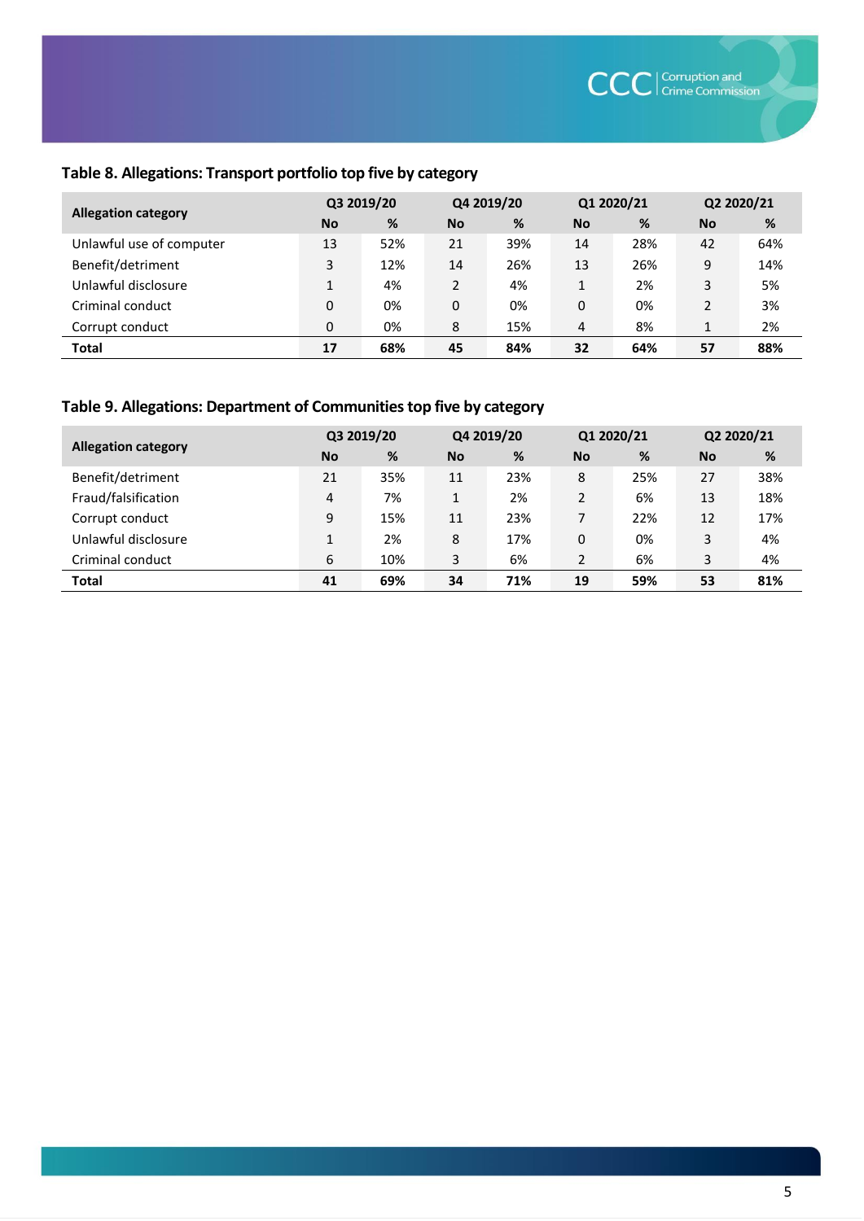### Table 8. Allegations: Transport portfolio top five by category

| Allegation category | Q3 2019/20 | | Q4 2019/20 | | Q1 2020/21 | | Q2 2020/21 | |
|---|---|---|---|---|---|---|---|---|
| | No | % | No | % | No | % | No | % |
| Unlawful use of computer | 13 | 52% | 21 | 39% | 14 | 28% | 42 | 64% |
| Benefit/detriment | 3 | 12% | 14 | 26% | 13 | 26% | 9 | 14% |
| Unlawful disclosure | 1 | 4% | 2 | 4% | 1 | 2% | 3 | 5% |
| Criminal conduct | 0 | 0% | 0 | 0% | 0 | 0% | 2 | 3% |
| Corrupt conduct | 0 | 0% | 8 | 15% | 4 | 8% | 1 | 2% |
| **Total** | **17** | **68%** | **45** | **84%** | **32** | **64%** | **57** | **88%** |

### Table 9. Allegations: Department of Communities top five by category

| Allegation category | Q3 2019/20 | | Q4 2019/20 | | Q1 2020/21 | | Q2 2020/21 | |
|---|---|---|---|---|---|---|---|---|
| | No | % | No | % | No | % | No | % |
| Benefit/detriment | 21 | 35% | 11 | 23% | 8 | 25% | 27 | 38% |
| Fraud/falsification | 4 | 7% | 1 | 2% | 2 | 6% | 13 | 18% |
| Corrupt conduct | 9 | 15% | 11 | 23% | 7 | 22% | 12 | 17% |
| Unlawful disclosure | 1 | 2% | 8 | 17% | 0 | 0% | 3 | 4% |
| Criminal conduct | 6 | 10% | 3 | 6% | 2 | 6% | 3 | 4% |
| **Total** | **41** | **69%** | **34** | **71%** | **19** | **59%** | **53** | **81%** |